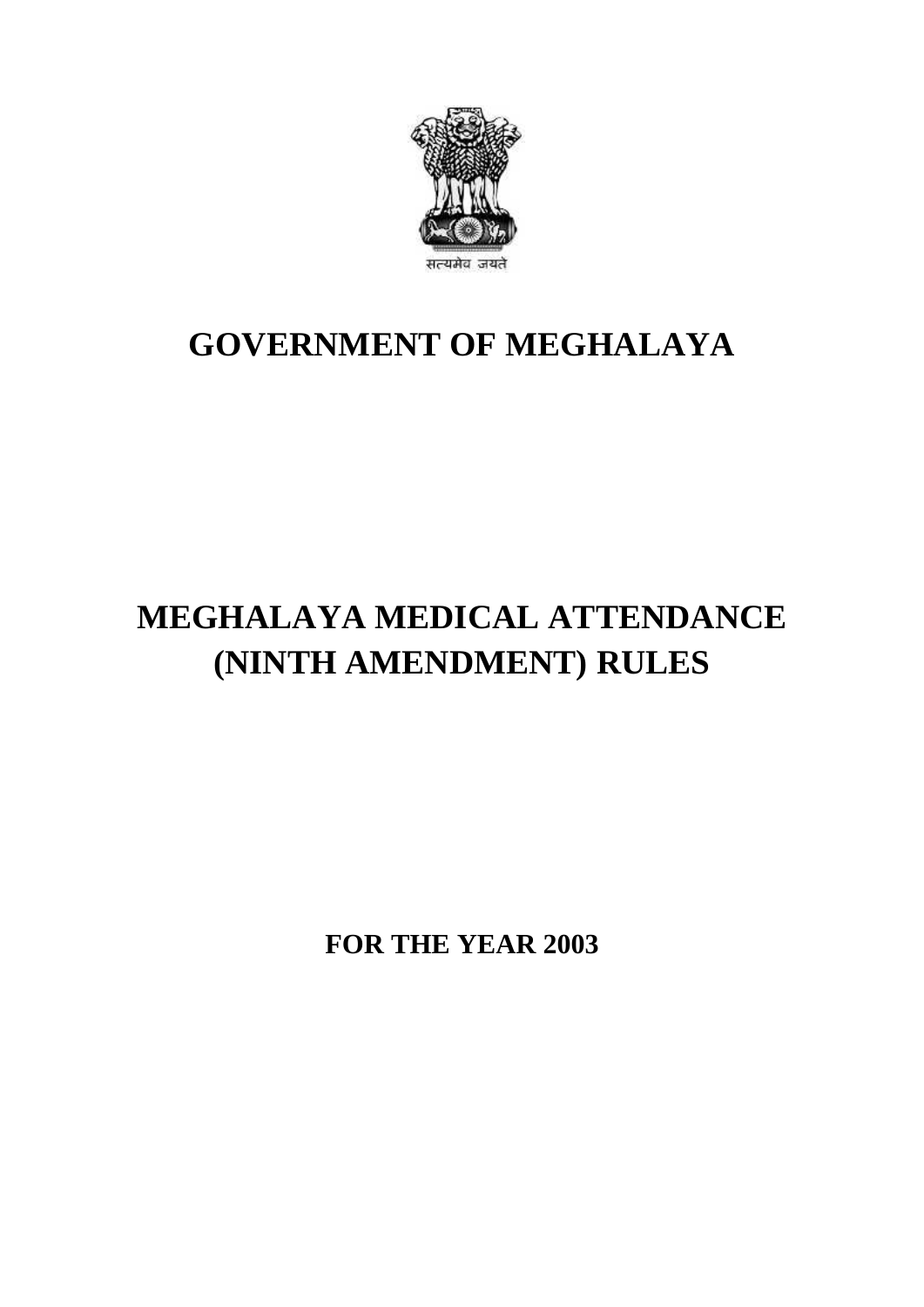सत्यमेव जयते

# GOVERNMENT OF MEGHALAYA

# MEGHALAYA MEDICAL ATTENDANCE (NINTH AMENDMENT) RULES

## FOR THE YEAR 2003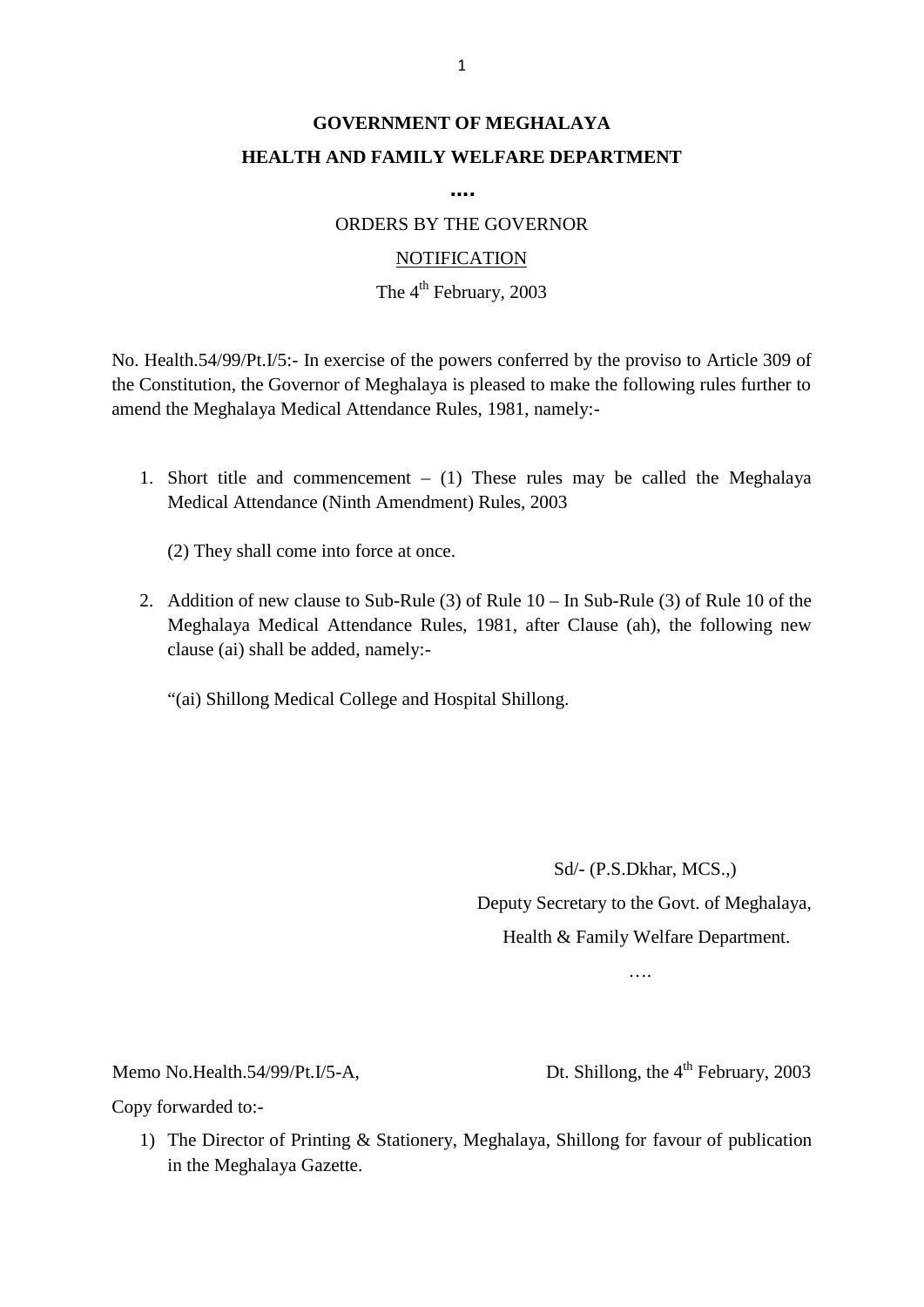**GOVERNMENT OF MEGHALAYA**

**HEALTH AND FAMILY WELFARE DEPARTMENT**

**....**

ORDERS BY THE GOVERNOR

NOTIFICATION

The 4th February, 2003

No. Health.54/99/Pt.I/5:- In exercise of the powers conferred by the proviso to Article 309 of the Constitution, the Governor of Meghalaya is pleased to make the following rules further to amend the Meghalaya Medical Attendance Rules, 1981, namely:-

1. Short title and commencement – (1) These rules may be called the Meghalaya Medical Attendance (Ninth Amendment) Rules, 2003

   (2) They shall come into force at once.

2. Addition of new clause to Sub-Rule (3) of Rule 10 – In Sub-Rule (3) of Rule 10 of the Meghalaya Medical Attendance Rules, 1981, after Clause (ah), the following new clause (ai) shall be added, namely:-

   "(ai) Shillong Medical College and Hospital Shillong.

Sd/- (P.S.Dkhar, MCS.,)

Deputy Secretary to the Govt. of Meghalaya,

Health & Family Welfare Department.

….

Memo No.Health.54/99/Pt.I/5-A, Dt. Shillong, the 4th February, 2003

Copy forwarded to:-

1) The Director of Printing & Stationery, Meghalaya, Shillong for favour of publication in the Meghalaya Gazette.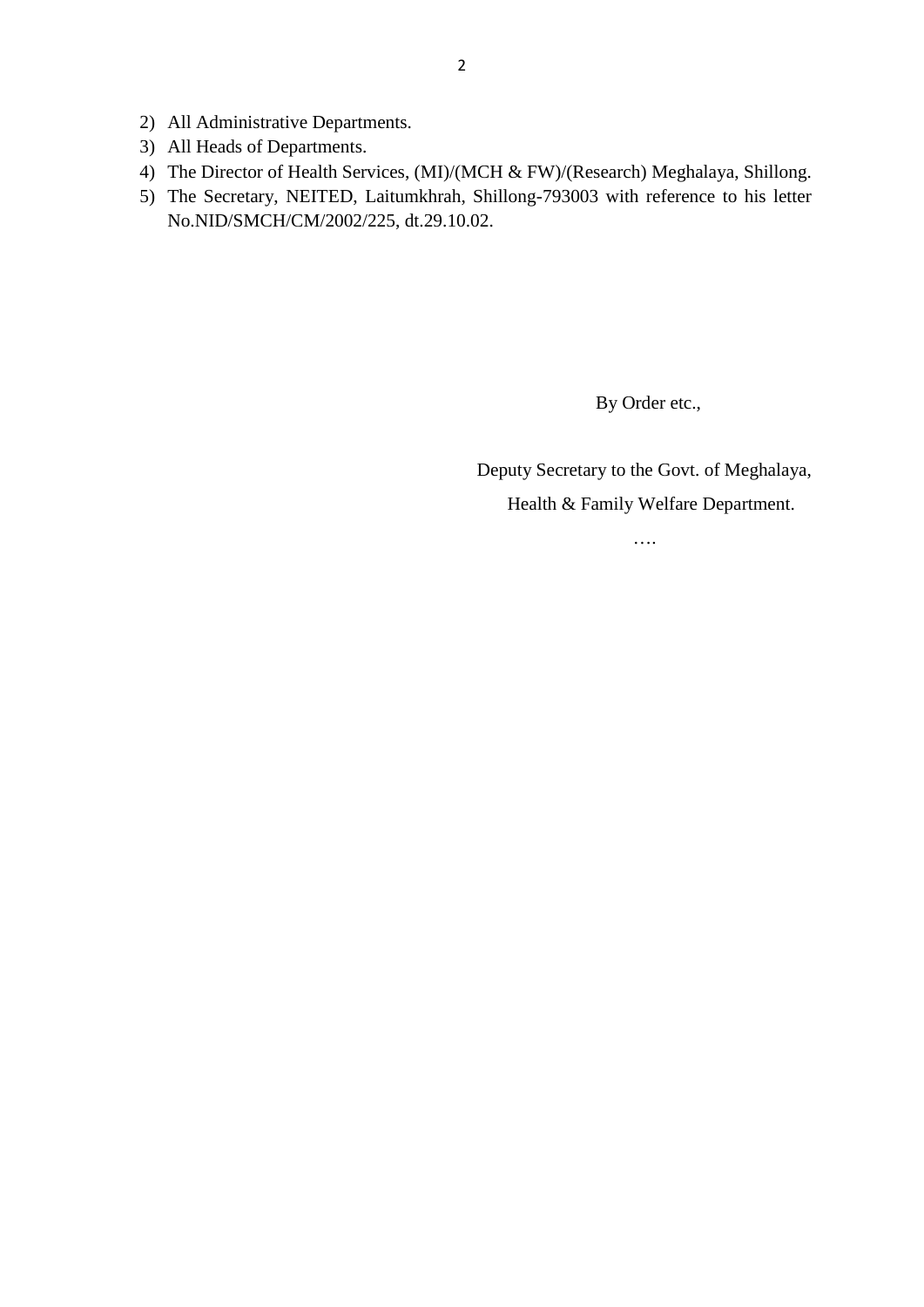2) All Administrative Departments.
3) All Heads of Departments.
4) The Director of Health Services, (MI)/(MCH & FW)/(Research) Meghalaya, Shillong.
5) The Secretary, NEITED, Laitumkhrah, Shillong-793003 with reference to his letter No.NID/SMCH/CM/2002/225, dt.29.10.02.

By Order etc.,

Deputy Secretary to the Govt. of Meghalaya,

Health & Family Welfare Department.

….